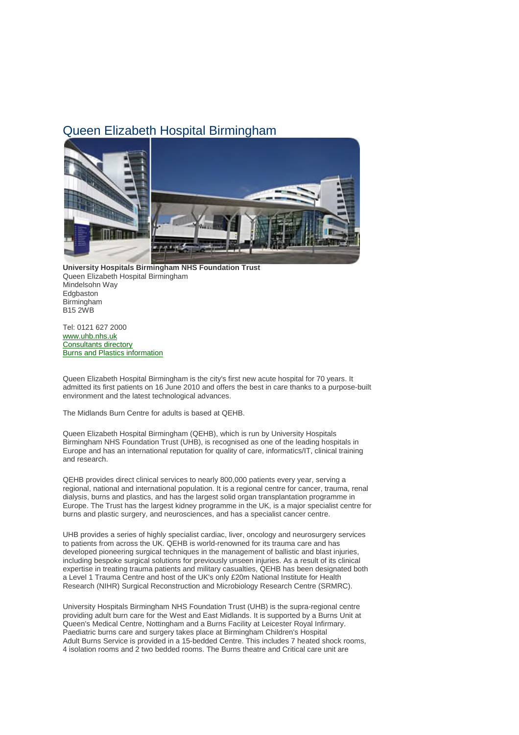# Queen Elizabeth Hospital Birmingham

**University Hospitals Birmingham NHS Foundation Trust**
Queen Elizabeth Hospital Birmingham
Mindelsohn Way
Edgbaston
Birmingham
B15 2WB

Tel: 0121 627 2000
www.uhb.nhs.uk
Consultants directory
Burns and Plastics information

Queen Elizabeth Hospital Birmingham is the city's first new acute hospital for 70 years. It admitted its first patients on 16 June 2010 and offers the best in care thanks to a purpose-built environment and the latest technological advances.

The Midlands Burn Centre for adults is based at QEHB.

Queen Elizabeth Hospital Birmingham (QEHB), which is run by University Hospitals Birmingham NHS Foundation Trust (UHB), is recognised as one of the leading hospitals in Europe and has an international reputation for quality of care, informatics/IT, clinical training and research.

QEHB provides direct clinical services to nearly 800,000 patients every year, serving a regional, national and international population. It is a regional centre for cancer, trauma, renal dialysis, burns and plastics, and has the largest solid organ transplantation programme in Europe. The Trust has the largest kidney programme in the UK, is a major specialist centre for burns and plastic surgery, and neurosciences, and has a specialist cancer centre.

UHB provides a series of highly specialist cardiac, liver, oncology and neurosurgery services to patients from across the UK. QEHB is world-renowned for its trauma care and has developed pioneering surgical techniques in the management of ballistic and blast injuries, including bespoke surgical solutions for previously unseen injuries. As a result of its clinical expertise in treating trauma patients and military casualties, QEHB has been designated both a Level 1 Trauma Centre and host of the UK's only £20m National Institute for Health Research (NIHR) Surgical Reconstruction and Microbiology Research Centre (SRMRC).

University Hospitals Birmingham NHS Foundation Trust (UHB) is the supra-regional centre providing adult burn care for the West and East Midlands. It is supported by a Burns Unit at Queen's Medical Centre, Nottingham and a Burns Facility at Leicester Royal Infirmary. Paediatric burns care and surgery takes place at Birmingham Children's Hospital
Adult Burns Service is provided in a 15-bedded Centre. This includes 7 heated shock rooms, 4 isolation rooms and 2 two bedded rooms. The Burns theatre and Critical care unit are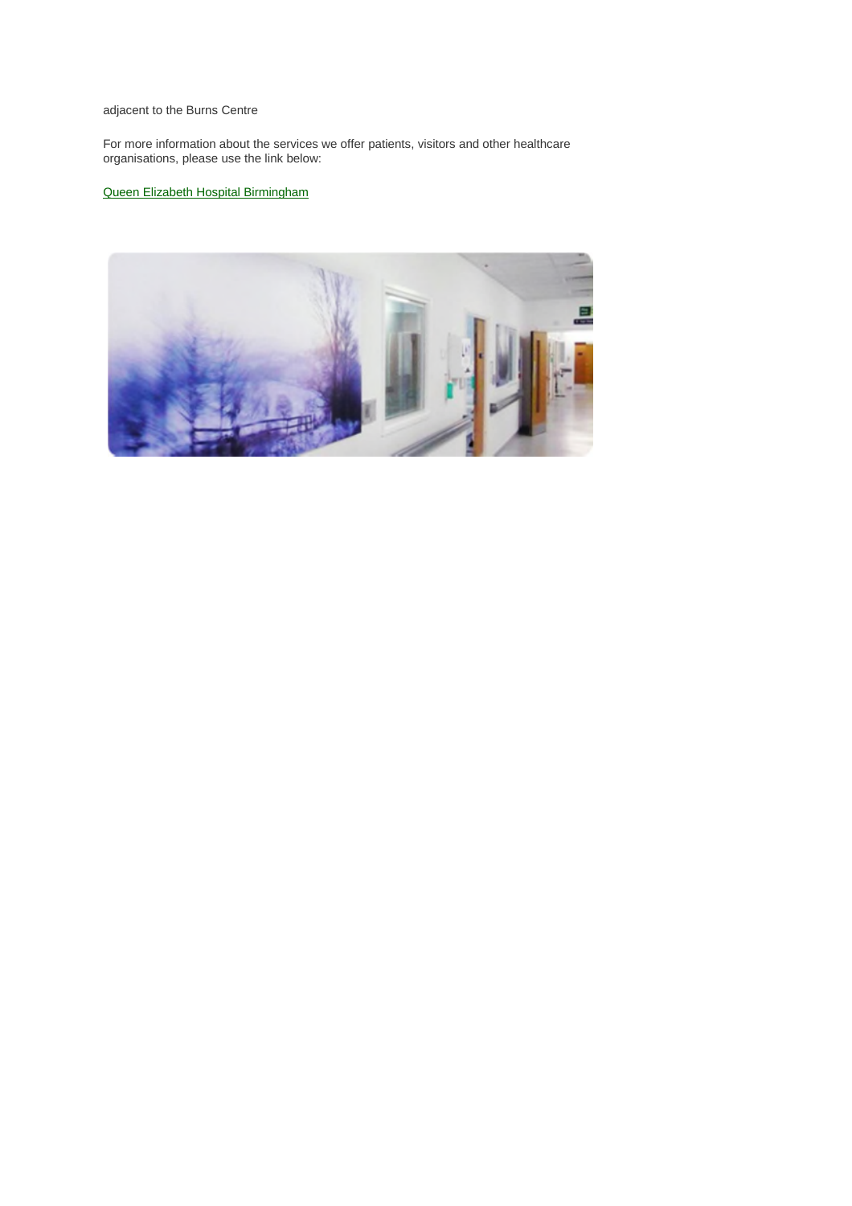adjacent to the Burns Centre

For more information about the services we offer patients, visitors and other healthcare organisations, please use the link below:

Queen Elizabeth Hospital Birmingham